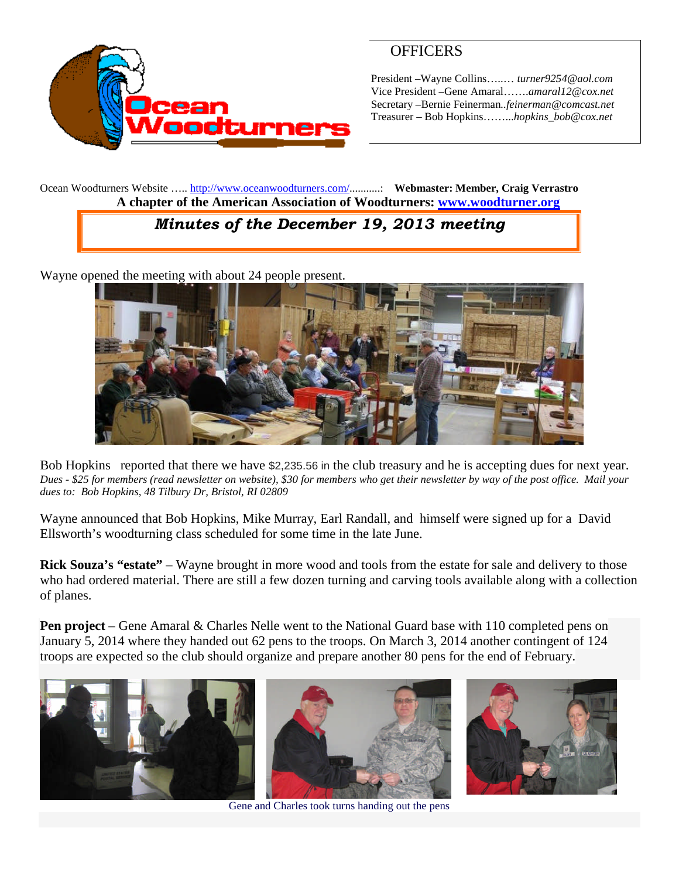Ocean Woodturners

## OFFICERS

President –Wayne Collins…..… *turner9254@aol.com*
Vice President –Gene Amaral…….*amaral12@cox.net*
Secretary –Bernie Feinerman..*feinerman@comcast.net*
Treasurer – Bob Hopkins……...*hopkins_bob@cox.net*

Ocean Woodturners Website ….. http://www.oceanwoodturners.com/..........: **Webmaster: Member, Craig Verrastro**

**A chapter of the American Association of Woodturners: www.woodturner.org**

# *Minutes of the December 19, 2013 meeting*

Wayne opened the meeting with about 24 people present.

Bob Hopkins reported that there we have $2,235.56 in the club treasury and he is accepting dues for next year. *Dues - $25 for members (read newsletter on website), $30 for members who get their newsletter by way of the post office. Mail your dues to: Bob Hopkins, 48 Tilbury Dr, Bristol, RI 02809*

Wayne announced that Bob Hopkins, Mike Murray, Earl Randall, and himself were signed up for a David Ellsworth's woodturning class scheduled for some time in the late June.

**Rick Souza's "estate"** – Wayne brought in more wood and tools from the estate for sale and delivery to those who had ordered material. There are still a few dozen turning and carving tools available along with a collection of planes.

**Pen project** – Gene Amaral & Charles Nelle went to the National Guard base with 110 completed pens on January 5, 2014 where they handed out 62 pens to the troops. On March 3, 2014 another contingent of 124 troops are expected so the club should organize and prepare another 80 pens for the end of February.

Gene and Charles took turns handing out the pens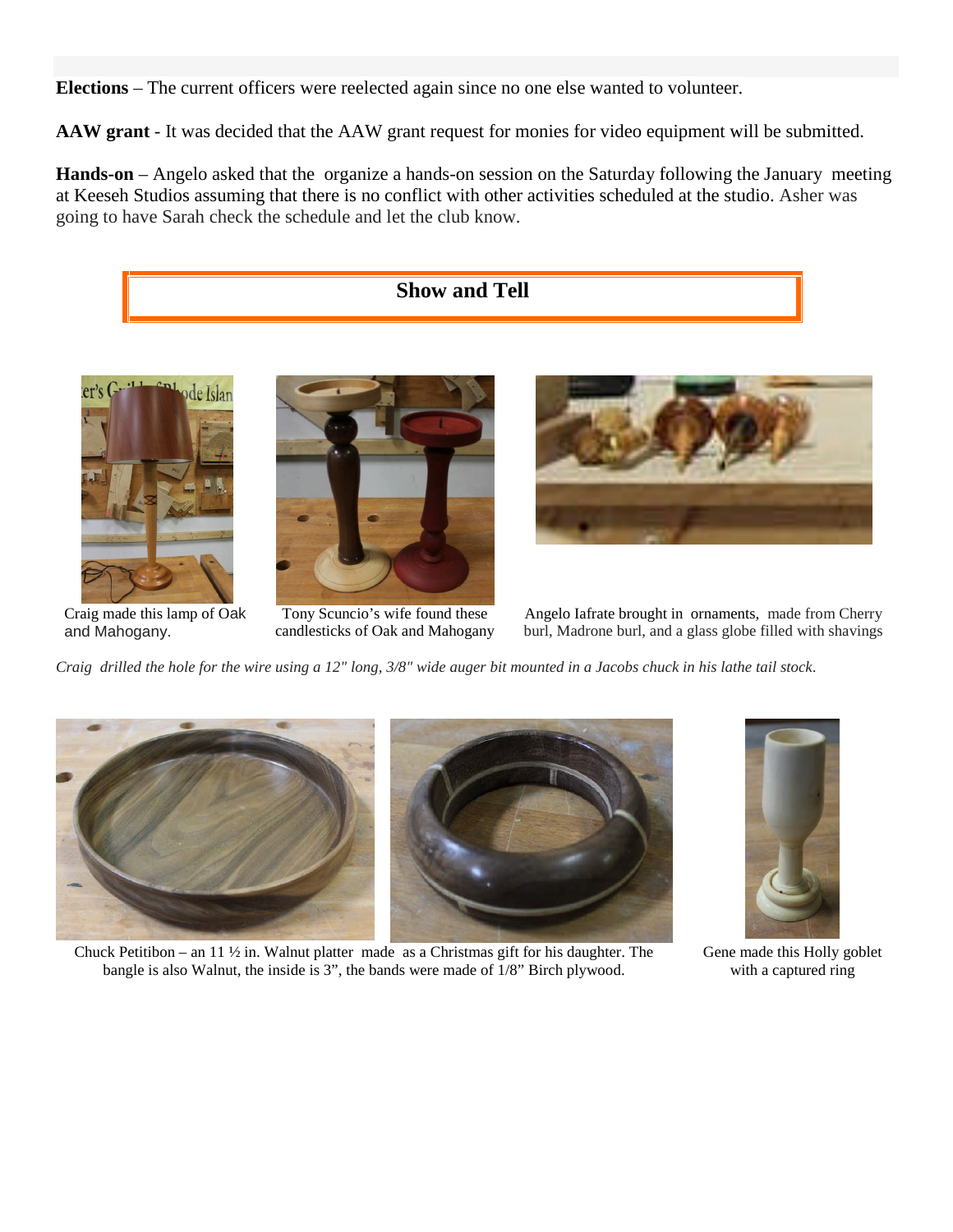**Elections** – The current officers were reelected again since no one else wanted to volunteer.

**AAW grant** - It was decided that the AAW grant request for monies for video equipment will be submitted.

**Hands-on** – Angelo asked that the organize a hands-on session on the Saturday following the January meeting at Keeseh Studios assuming that there is no conflict with other activities scheduled at the studio. Asher was going to have Sarah check the schedule and let the club know.

## Show and Tell

Craig made this lamp of Oak and Mahogany.

Tony Scuncio's wife found these candlesticks of Oak and Mahogany

Angelo Iafrate brought in ornaments, made from Cherry burl, Madrone burl, and a glass globe filled with shavings

*Craig drilled the hole for the wire using a 12" long, 3/8" wide auger bit mounted in a Jacobs chuck in his lathe tail stock.*

Chuck Petitibon – an 11 ½ in. Walnut platter made as a Christmas gift for his daughter. The bangle is also Walnut, the inside is 3", the bands were made of 1/8" Birch plywood.

Gene made this Holly goblet with a captured ring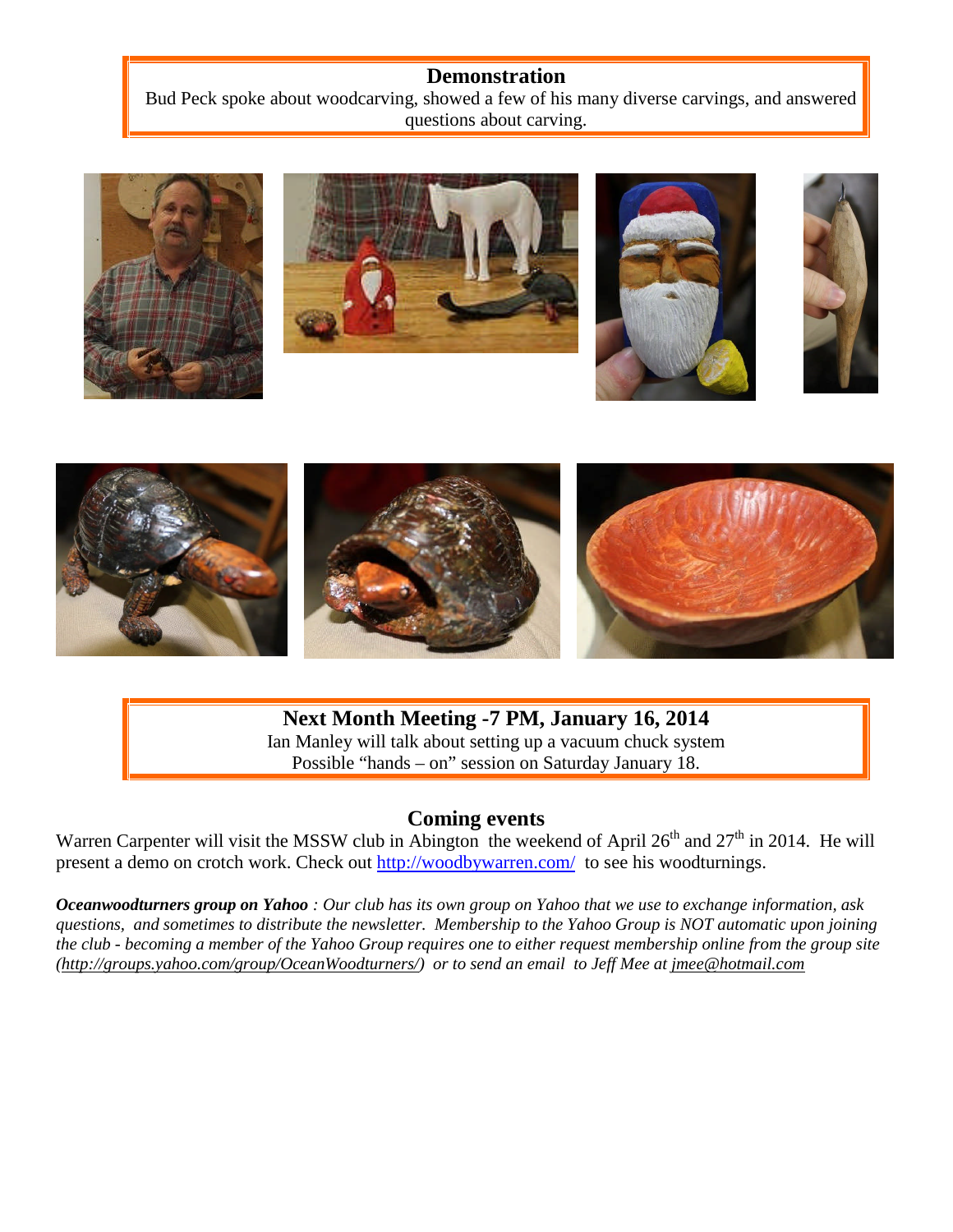## Demonstration

Bud Peck spoke about woodcarving, showed a few of his many diverse carvings, and answered questions about carving.

## Next Month Meeting -7 PM, January 16, 2014

Ian Manley will talk about setting up a vacuum chuck system
Possible "hands – on" session on Saturday January 18.

## Coming events

Warren Carpenter will visit the MSSW club in Abington the weekend of April 26th and 27th in 2014. He will present a demo on crotch work. Check out http://woodbywarren.com/ to see his woodturnings.

***Oceanwoodturners group on Yahoo*** *: Our club has its own group on Yahoo that we use to exchange information, ask questions, and sometimes to distribute the newsletter. Membership to the Yahoo Group is NOT automatic upon joining the club - becoming a member of the Yahoo Group requires one to either request membership online from the group site (http://groups.yahoo.com/group/OceanWoodturners/) or to send an email to Jeff Mee at jmee@hotmail.com*